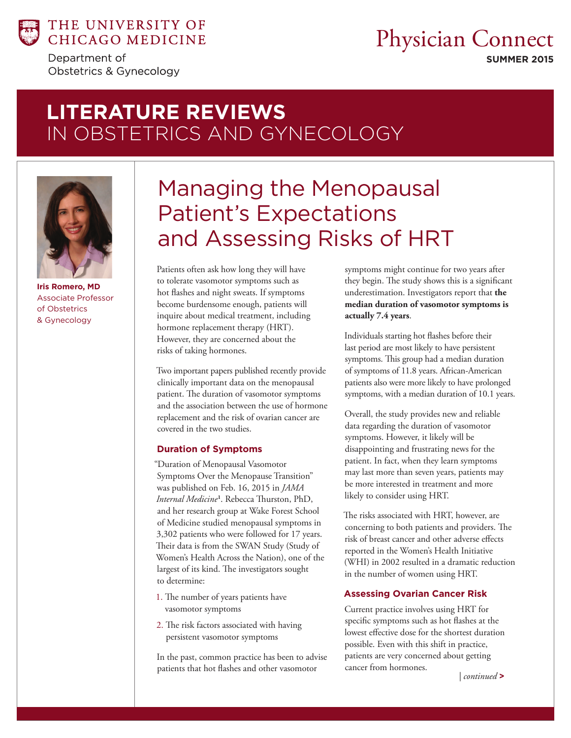THE UNIVERSITY OF CHICAGO MEDICINE

Department of Obstetrics & Gynecology

Physician Connect

**SUMMER 2015**

# LITERATURE REVIEWS IN OBSTETRICS AND GYNECOLOGY

**Iris Romero, MD**
Associate Professor of Obstetrics & Gynecology

## Managing the Menopausal Patient's Expectations and Assessing Risks of HRT

Patients often ask how long they will have to tolerate vasomotor symptoms such as hot flashes and night sweats. If symptoms become burdensome enough, patients will inquire about medical treatment, including hormone replacement therapy (HRT). However, they are concerned about the risks of taking hormones.

Two important papers published recently provide clinically important data on the menopausal patient. The duration of vasomotor symptoms and the association between the use of hormone replacement and the risk of ovarian cancer are covered in the two studies.

### Duration of Symptoms

"Duration of Menopausal Vasomotor Symptoms Over the Menopause Transition" was published on Feb. 16, 2015 in *JAMA Internal Medicine*[1]. Rebecca Thurston, PhD, and her research group at Wake Forest School of Medicine studied menopausal symptoms in 3,302 patients who were followed for 17 years. Their data is from the SWAN Study (Study of Women's Health Across the Nation), one of the largest of its kind. The investigators sought to determine:

1. The number of years patients have vasomotor symptoms
2. The risk factors associated with having persistent vasomotor symptoms

In the past, common practice has been to advise patients that hot flashes and other vasomotor symptoms might continue for two years after they begin. The study shows this is a significant underestimation. Investigators report that **the median duration of vasomotor symptoms is actually 7.4 years**.

Individuals starting hot flashes before their last period are most likely to have persistent symptoms. This group had a median duration of symptoms of 11.8 years. African-American patients also were more likely to have prolonged symptoms, with a median duration of 10.1 years.

Overall, the study provides new and reliable data regarding the duration of vasomotor symptoms. However, it likely will be disappointing and frustrating news for the patient. In fact, when they learn symptoms may last more than seven years, patients may be more interested in treatment and more likely to consider using HRT.

The risks associated with HRT, however, are concerning to both patients and providers. The risk of breast cancer and other adverse effects reported in the Women's Health Initiative (WHI) in 2002 resulted in a dramatic reduction in the number of women using HRT.

### Assessing Ovarian Cancer Risk

Current practice involves using HRT for specific symptoms such as hot flashes at the lowest effective dose for the shortest duration possible. Even with this shift in practice, patients are very concerned about getting cancer from hormones.

| *continued* >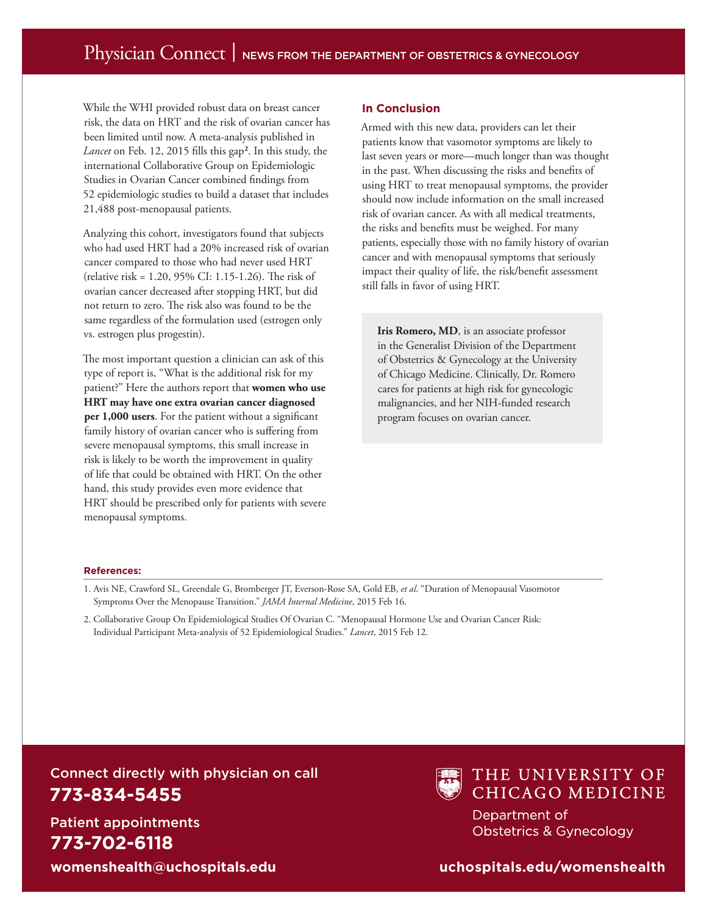While the WHI provided robust data on breast cancer risk, the data on HRT and the risk of ovarian cancer has been limited until now. A meta-analysis published in *Lancet* on Feb. 12, 2015 fills this gap[2]. In this study, the international Collaborative Group on Epidemiologic Studies in Ovarian Cancer combined findings from 52 epidemiologic studies to build a dataset that includes 21,488 post-menopausal patients.

Analyzing this cohort, investigators found that subjects who had used HRT had a 20% increased risk of ovarian cancer compared to those who had never used HRT (relative risk = 1.20, 95% CI: 1.15-1.26). The risk of ovarian cancer decreased after stopping HRT, but did not return to zero. The risk also was found to be the same regardless of the formulation used (estrogen only vs. estrogen plus progestin).

The most important question a clinician can ask of this type of report is, "What is the additional risk for my patient?" Here the authors report that **women who use HRT may have one extra ovarian cancer diagnosed per 1,000 users**. For the patient without a significant family history of ovarian cancer who is suffering from severe menopausal symptoms, this small increase in risk is likely to be worth the improvement in quality of life that could be obtained with HRT. On the other hand, this study provides even more evidence that HRT should be prescribed only for patients with severe menopausal symptoms.

## In Conclusion

Armed with this new data, providers can let their patients know that vasomotor symptoms are likely to last seven years or more—much longer than was thought in the past. When discussing the risks and benefits of using HRT to treat menopausal symptoms, the provider should now include information on the small increased risk of ovarian cancer. As with all medical treatments, the risks and benefits must be weighed. For many patients, especially those with no family history of ovarian cancer and with menopausal symptoms that seriously impact their quality of life, the risk/benefit assessment still falls in favor of using HRT.

**Iris Romero, MD**, is an associate professor in the Generalist Division of the Department of Obstetrics & Gynecology at the University of Chicago Medicine. Clinically, Dr. Romero cares for patients at high risk for gynecologic malignancies, and her NIH-funded research program focuses on ovarian cancer.

### References:

1. Avis NE, Crawford SL, Greendale G, Bromberger JT, Everson-Rose SA, Gold EB, *et al*. "Duration of Menopausal Vasomotor Symptoms Over the Menopause Transition." *JAMA Internal Medicine*, 2015 Feb 16.
2. Collaborative Group On Epidemiological Studies Of Ovarian C. "Menopausal Hormone Use and Ovarian Cancer Risk: Individual Participant Meta-analysis of 52 Epidemiological Studies." *Lancet*, 2015 Feb 12.

Connect directly with physician on call
**773-834-5455**

Patient appointments
**773-702-6118**

**womenshealth@uchospitals.edu**

THE UNIVERSITY OF CHICAGO MEDICINE
Department of Obstetrics & Gynecology

**uchospitals.edu/womenshealth**